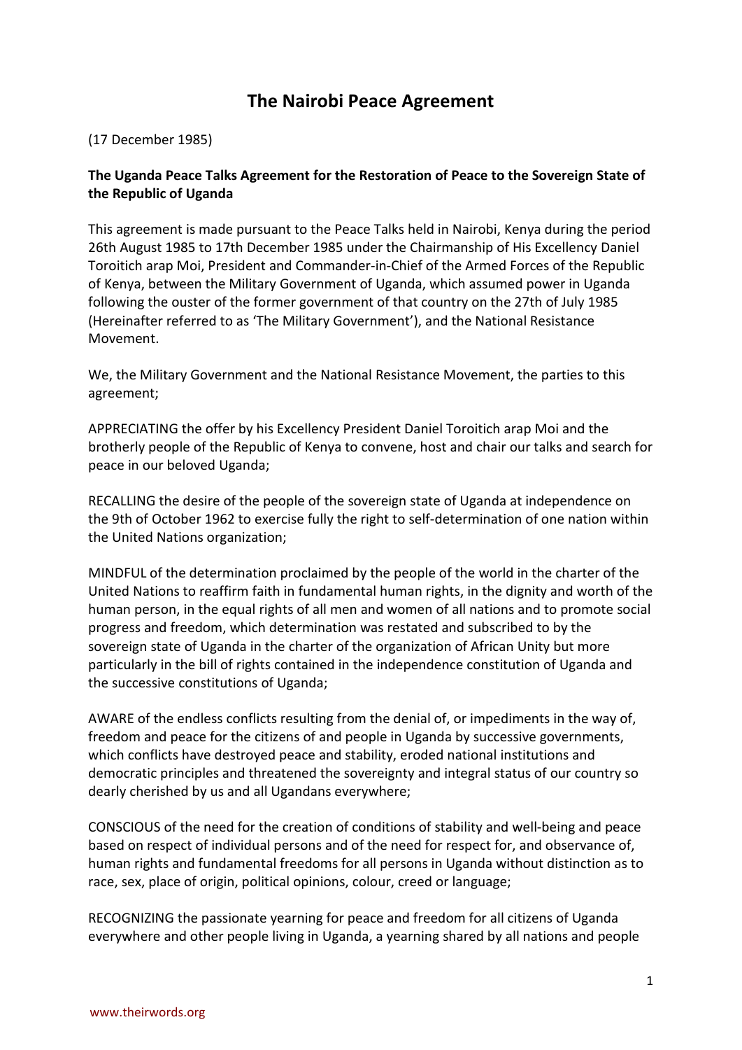# The Nairobi Peace Agreement

(17 December 1985)

**The Uganda Peace Talks Agreement for the Restoration of Peace to the Sovereign State of the Republic of Uganda**

This agreement is made pursuant to the Peace Talks held in Nairobi, Kenya during the period 26th August 1985 to 17th December 1985 under the Chairmanship of His Excellency Daniel Toroitich arap Moi, President and Commander-in-Chief of the Armed Forces of the Republic of Kenya, between the Military Government of Uganda, which assumed power in Uganda following the ouster of the former government of that country on the 27th of July 1985 (Hereinafter referred to as 'The Military Government'), and the National Resistance Movement.

We, the Military Government and the National Resistance Movement, the parties to this agreement;

APPRECIATING the offer by his Excellency President Daniel Toroitich arap Moi and the brotherly people of the Republic of Kenya to convene, host and chair our talks and search for peace in our beloved Uganda;

RECALLING the desire of the people of the sovereign state of Uganda at independence on the 9th of October 1962 to exercise fully the right to self-determination of one nation within the United Nations organization;

MINDFUL of the determination proclaimed by the people of the world in the charter of the United Nations to reaffirm faith in fundamental human rights, in the dignity and worth of the human person, in the equal rights of all men and women of all nations and to promote social progress and freedom, which determination was restated and subscribed to by the sovereign state of Uganda in the charter of the organization of African Unity but more particularly in the bill of rights contained in the independence constitution of Uganda and the successive constitutions of Uganda;

AWARE of the endless conflicts resulting from the denial of, or impediments in the way of, freedom and peace for the citizens of and people in Uganda by successive governments, which conflicts have destroyed peace and stability, eroded national institutions and democratic principles and threatened the sovereignty and integral status of our country so dearly cherished by us and all Ugandans everywhere;

CONSCIOUS of the need for the creation of conditions of stability and well-being and peace based on respect of individual persons and of the need for respect for, and observance of, human rights and fundamental freedoms for all persons in Uganda without distinction as to race, sex, place of origin, political opinions, colour, creed or language;

RECOGNIZING the passionate yearning for peace and freedom for all citizens of Uganda everywhere and other people living in Uganda, a yearning shared by all nations and people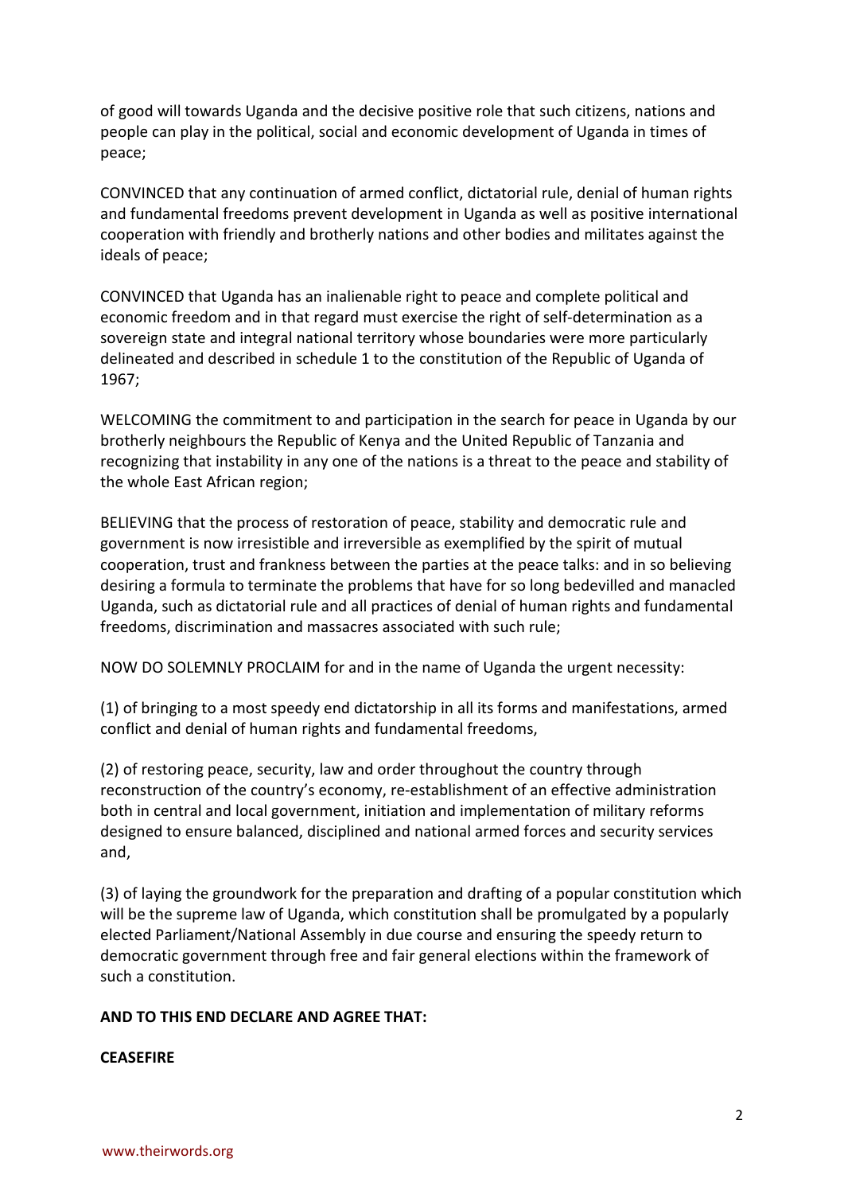of good will towards Uganda and the decisive positive role that such citizens, nations and people can play in the political, social and economic development of Uganda in times of peace;

CONVINCED that any continuation of armed conflict, dictatorial rule, denial of human rights and fundamental freedoms prevent development in Uganda as well as positive international cooperation with friendly and brotherly nations and other bodies and militates against the ideals of peace;

CONVINCED that Uganda has an inalienable right to peace and complete political and economic freedom and in that regard must exercise the right of self-determination as a sovereign state and integral national territory whose boundaries were more particularly delineated and described in schedule 1 to the constitution of the Republic of Uganda of 1967;

WELCOMING the commitment to and participation in the search for peace in Uganda by our brotherly neighbours the Republic of Kenya and the United Republic of Tanzania and recognizing that instability in any one of the nations is a threat to the peace and stability of the whole East African region;

BELIEVING that the process of restoration of peace, stability and democratic rule and government is now irresistible and irreversible as exemplified by the spirit of mutual cooperation, trust and frankness between the parties at the peace talks: and in so believing desiring a formula to terminate the problems that have for so long bedevilled and manacled Uganda, such as dictatorial rule and all practices of denial of human rights and fundamental freedoms, discrimination and massacres associated with such rule;

NOW DO SOLEMNLY PROCLAIM for and in the name of Uganda the urgent necessity:

(1) of bringing to a most speedy end dictatorship in all its forms and manifestations, armed conflict and denial of human rights and fundamental freedoms,

(2) of restoring peace, security, law and order throughout the country through reconstruction of the country's economy, re-establishment of an effective administration both in central and local government, initiation and implementation of military reforms designed to ensure balanced, disciplined and national armed forces and security services and,

(3) of laying the groundwork for the preparation and drafting of a popular constitution which will be the supreme law of Uganda, which constitution shall be promulgated by a popularly elected Parliament/National Assembly in due course and ensuring the speedy return to democratic government through free and fair general elections within the framework of such a constitution.

**AND TO THIS END DECLARE AND AGREE THAT:**

**CEASEFIRE**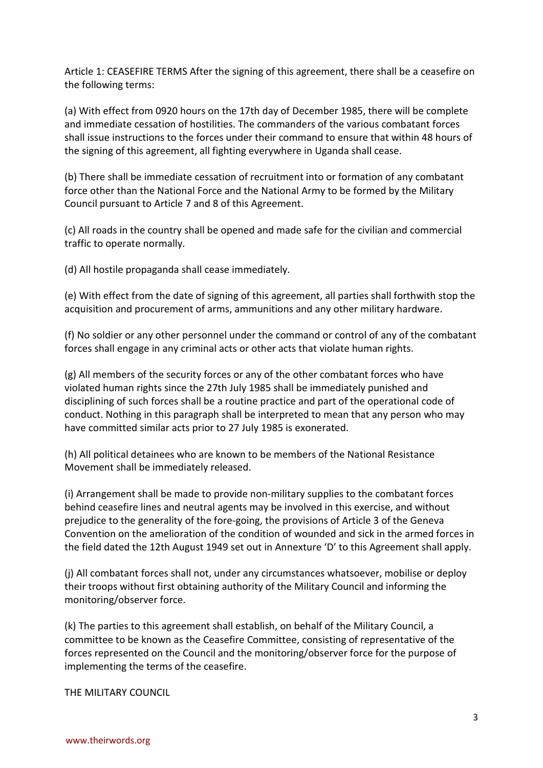Article 1: CEASEFIRE TERMS After the signing of this agreement, there shall be a ceasefire on the following terms:

(a) With effect from 0920 hours on the 17th day of December 1985, there will be complete and immediate cessation of hostilities. The commanders of the various combatant forces shall issue instructions to the forces under their command to ensure that within 48 hours of the signing of this agreement, all fighting everywhere in Uganda shall cease.

(b) There shall be immediate cessation of recruitment into or formation of any combatant force other than the National Force and the National Army to be formed by the Military Council pursuant to Article 7 and 8 of this Agreement.

(c) All roads in the country shall be opened and made safe for the civilian and commercial traffic to operate normally.

(d) All hostile propaganda shall cease immediately.

(e) With effect from the date of signing of this agreement, all parties shall forthwith stop the acquisition and procurement of arms, ammunitions and any other military hardware.

(f) No soldier or any other personnel under the command or control of any of the combatant forces shall engage in any criminal acts or other acts that violate human rights.

(g) All members of the security forces or any of the other combatant forces who have violated human rights since the 27th July 1985 shall be immediately punished and disciplining of such forces shall be a routine practice and part of the operational code of conduct. Nothing in this paragraph shall be interpreted to mean that any person who may have committed similar acts prior to 27 July 1985 is exonerated.

(h) All political detainees who are known to be members of the National Resistance Movement shall be immediately released.

(i) Arrangement shall be made to provide non-military supplies to the combatant forces behind ceasefire lines and neutral agents may be involved in this exercise, and without prejudice to the generality of the fore-going, the provisions of Article 3 of the Geneva Convention on the amelioration of the condition of wounded and sick in the armed forces in the field dated the 12th August 1949 set out in Annexture 'D' to this Agreement shall apply.

(j) All combatant forces shall not, under any circumstances whatsoever, mobilise or deploy their troops without first obtaining authority of the Military Council and informing the monitoring/observer force.

(k) The parties to this agreement shall establish, on behalf of the Military Council, a committee to be known as the Ceasefire Committee, consisting of representative of the forces represented on the Council and the monitoring/observer force for the purpose of implementing the terms of the ceasefire.

THE MILITARY COUNCIL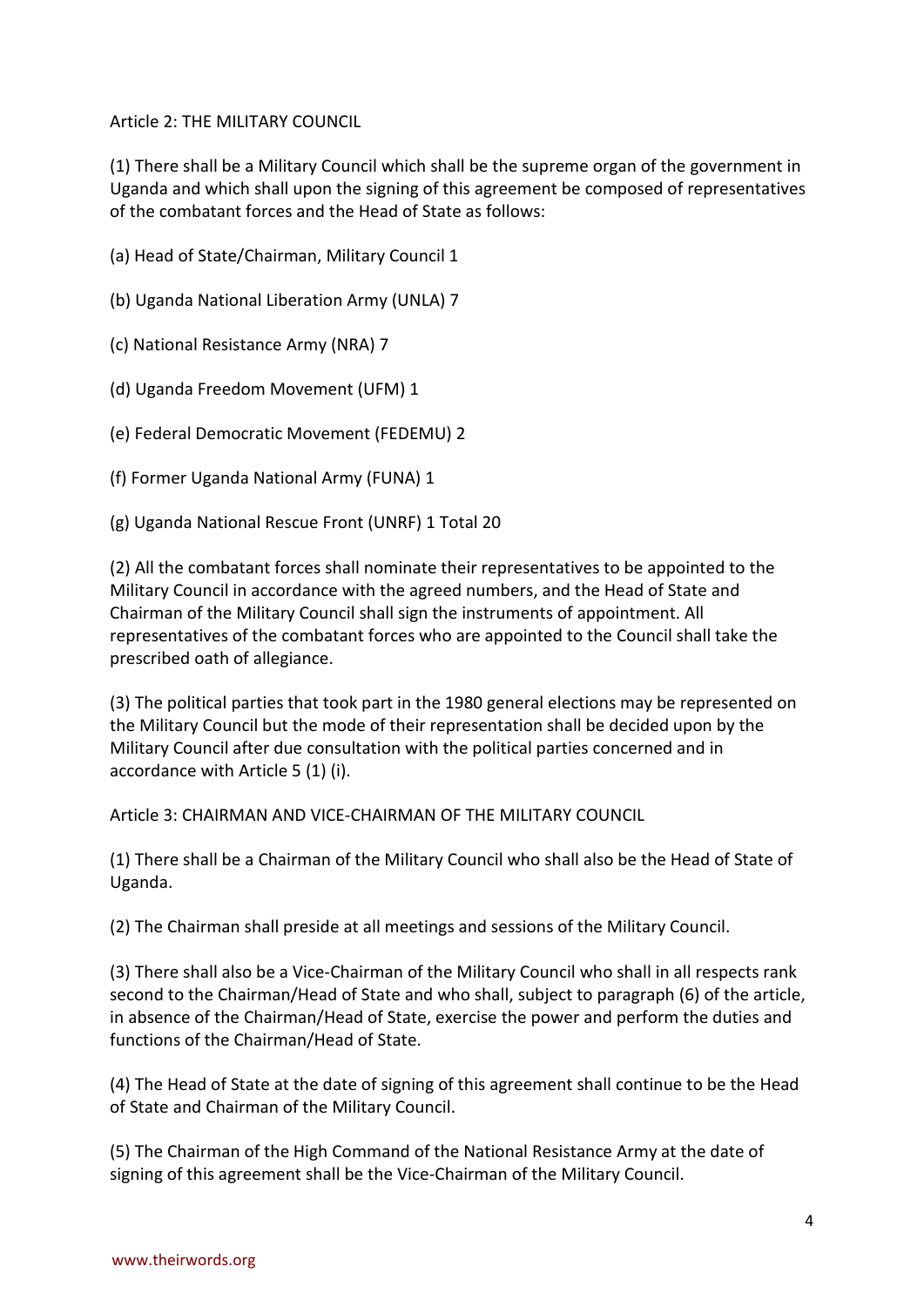Article 2: THE MILITARY COUNCIL

(1) There shall be a Military Council which shall be the supreme organ of the government in Uganda and which shall upon the signing of this agreement be composed of representatives of the combatant forces and the Head of State as follows:

(a) Head of State/Chairman, Military Council 1

(b) Uganda National Liberation Army (UNLA) 7

(c) National Resistance Army (NRA) 7

(d) Uganda Freedom Movement (UFM) 1

(e) Federal Democratic Movement (FEDEMU) 2

(f) Former Uganda National Army (FUNA) 1

(g) Uganda National Rescue Front (UNRF) 1 Total 20

(2) All the combatant forces shall nominate their representatives to be appointed to the Military Council in accordance with the agreed numbers, and the Head of State and Chairman of the Military Council shall sign the instruments of appointment. All representatives of the combatant forces who are appointed to the Council shall take the prescribed oath of allegiance.

(3) The political parties that took part in the 1980 general elections may be represented on the Military Council but the mode of their representation shall be decided upon by the Military Council after due consultation with the political parties concerned and in accordance with Article 5 (1) (i).

Article 3: CHAIRMAN AND VICE-CHAIRMAN OF THE MILITARY COUNCIL

(1) There shall be a Chairman of the Military Council who shall also be the Head of State of Uganda.

(2) The Chairman shall preside at all meetings and sessions of the Military Council.

(3) There shall also be a Vice-Chairman of the Military Council who shall in all respects rank second to the Chairman/Head of State and who shall, subject to paragraph (6) of the article, in absence of the Chairman/Head of State, exercise the power and perform the duties and functions of the Chairman/Head of State.

(4) The Head of State at the date of signing of this agreement shall continue to be the Head of State and Chairman of the Military Council.

(5) The Chairman of the High Command of the National Resistance Army at the date of signing of this agreement shall be the Vice-Chairman of the Military Council.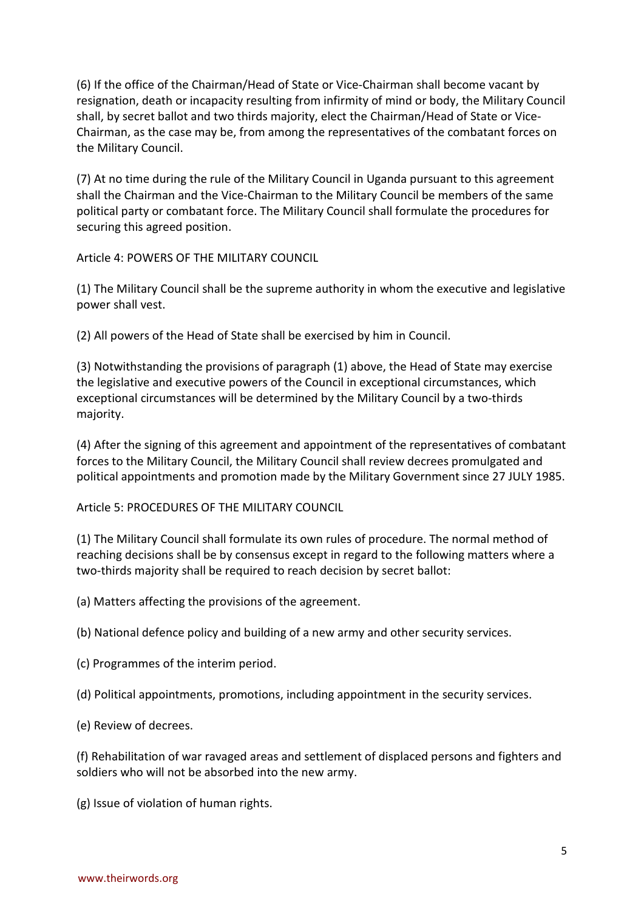(6) If the office of the Chairman/Head of State or Vice-Chairman shall become vacant by resignation, death or incapacity resulting from infirmity of mind or body, the Military Council shall, by secret ballot and two thirds majority, elect the Chairman/Head of State or Vice-Chairman, as the case may be, from among the representatives of the combatant forces on the Military Council.

(7) At no time during the rule of the Military Council in Uganda pursuant to this agreement shall the Chairman and the Vice-Chairman to the Military Council be members of the same political party or combatant force. The Military Council shall formulate the procedures for securing this agreed position.

Article 4: POWERS OF THE MILITARY COUNCIL

(1) The Military Council shall be the supreme authority in whom the executive and legislative power shall vest.

(2) All powers of the Head of State shall be exercised by him in Council.

(3) Notwithstanding the provisions of paragraph (1) above, the Head of State may exercise the legislative and executive powers of the Council in exceptional circumstances, which exceptional circumstances will be determined by the Military Council by a two-thirds majority.

(4) After the signing of this agreement and appointment of the representatives of combatant forces to the Military Council, the Military Council shall review decrees promulgated and political appointments and promotion made by the Military Government since 27 JULY 1985.

Article 5: PROCEDURES OF THE MILITARY COUNCIL

(1) The Military Council shall formulate its own rules of procedure. The normal method of reaching decisions shall be by consensus except in regard to the following matters where a two-thirds majority shall be required to reach decision by secret ballot:

(a) Matters affecting the provisions of the agreement.

(b) National defence policy and building of a new army and other security services.

(c) Programmes of the interim period.

(d) Political appointments, promotions, including appointment in the security services.

(e) Review of decrees.

(f) Rehabilitation of war ravaged areas and settlement of displaced persons and fighters and soldiers who will not be absorbed into the new army.

(g) Issue of violation of human rights.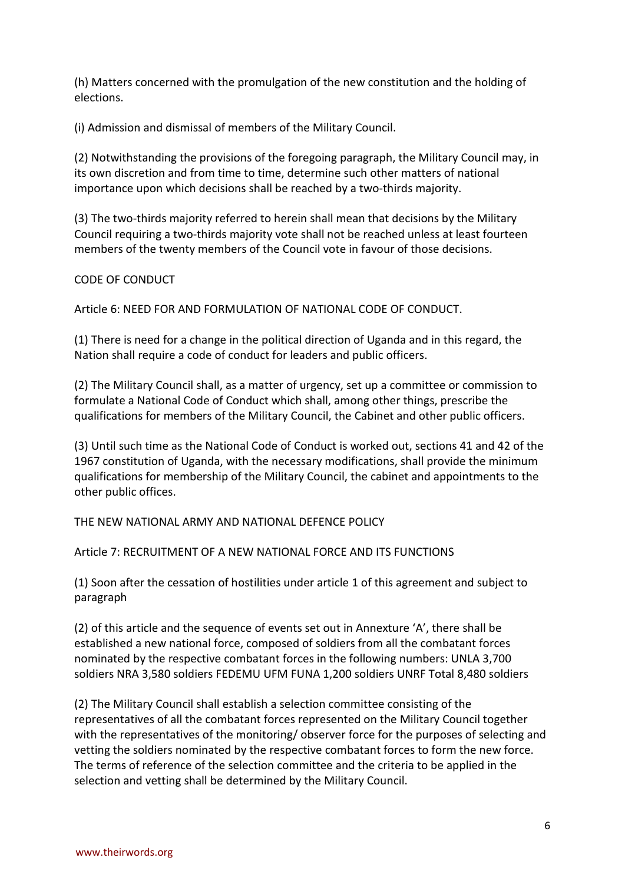(h) Matters concerned with the promulgation of the new constitution and the holding of elections.

(i) Admission and dismissal of members of the Military Council.

(2) Notwithstanding the provisions of the foregoing paragraph, the Military Council may, in its own discretion and from time to time, determine such other matters of national importance upon which decisions shall be reached by a two-thirds majority.

(3) The two-thirds majority referred to herein shall mean that decisions by the Military Council requiring a two-thirds majority vote shall not be reached unless at least fourteen members of the twenty members of the Council vote in favour of those decisions.

CODE OF CONDUCT

Article 6: NEED FOR AND FORMULATION OF NATIONAL CODE OF CONDUCT.

(1) There is need for a change in the political direction of Uganda and in this regard, the Nation shall require a code of conduct for leaders and public officers.

(2) The Military Council shall, as a matter of urgency, set up a committee or commission to formulate a National Code of Conduct which shall, among other things, prescribe the qualifications for members of the Military Council, the Cabinet and other public officers.

(3) Until such time as the National Code of Conduct is worked out, sections 41 and 42 of the 1967 constitution of Uganda, with the necessary modifications, shall provide the minimum qualifications for membership of the Military Council, the cabinet and appointments to the other public offices.

THE NEW NATIONAL ARMY AND NATIONAL DEFENCE POLICY

Article 7: RECRUITMENT OF A NEW NATIONAL FORCE AND ITS FUNCTIONS

(1) Soon after the cessation of hostilities under article 1 of this agreement and subject to paragraph

(2) of this article and the sequence of events set out in Annexture 'A', there shall be established a new national force, composed of soldiers from all the combatant forces nominated by the respective combatant forces in the following numbers: UNLA 3,700 soldiers NRA 3,580 soldiers FEDEMU UFM FUNA 1,200 soldiers UNRF Total 8,480 soldiers

(2) The Military Council shall establish a selection committee consisting of the representatives of all the combatant forces represented on the Military Council together with the representatives of the monitoring/ observer force for the purposes of selecting and vetting the soldiers nominated by the respective combatant forces to form the new force. The terms of reference of the selection committee and the criteria to be applied in the selection and vetting shall be determined by the Military Council.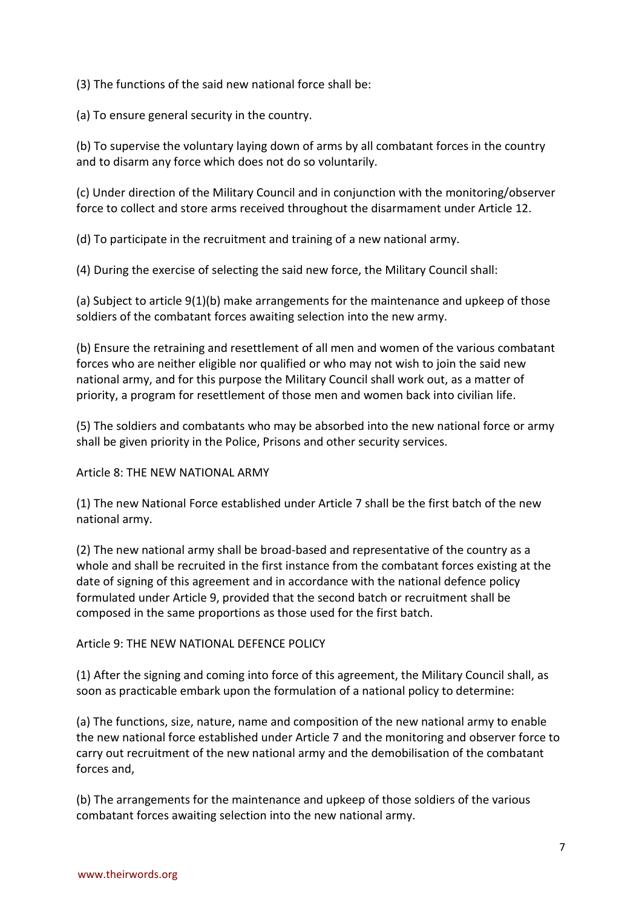(3) The functions of the said new national force shall be:

(a) To ensure general security in the country.

(b) To supervise the voluntary laying down of arms by all combatant forces in the country and to disarm any force which does not do so voluntarily.

(c) Under direction of the Military Council and in conjunction with the monitoring/observer force to collect and store arms received throughout the disarmament under Article 12.

(d) To participate in the recruitment and training of a new national army.

(4) During the exercise of selecting the said new force, the Military Council shall:

(a) Subject to article 9(1)(b) make arrangements for the maintenance and upkeep of those soldiers of the combatant forces awaiting selection into the new army.

(b) Ensure the retraining and resettlement of all men and women of the various combatant forces who are neither eligible nor qualified or who may not wish to join the said new national army, and for this purpose the Military Council shall work out, as a matter of priority, a program for resettlement of those men and women back into civilian life.

(5) The soldiers and combatants who may be absorbed into the new national force or army shall be given priority in the Police, Prisons and other security services.

## Article 8: THE NEW NATIONAL ARMY

(1) The new National Force established under Article 7 shall be the first batch of the new national army.

(2) The new national army shall be broad-based and representative of the country as a whole and shall be recruited in the first instance from the combatant forces existing at the date of signing of this agreement and in accordance with the national defence policy formulated under Article 9, provided that the second batch or recruitment shall be composed in the same proportions as those used for the first batch.

## Article 9: THE NEW NATIONAL DEFENCE POLICY

(1) After the signing and coming into force of this agreement, the Military Council shall, as soon as practicable embark upon the formulation of a national policy to determine:

(a) The functions, size, nature, name and composition of the new national army to enable the new national force established under Article 7 and the monitoring and observer force to carry out recruitment of the new national army and the demobilisation of the combatant forces and,

(b) The arrangements for the maintenance and upkeep of those soldiers of the various combatant forces awaiting selection into the new national army.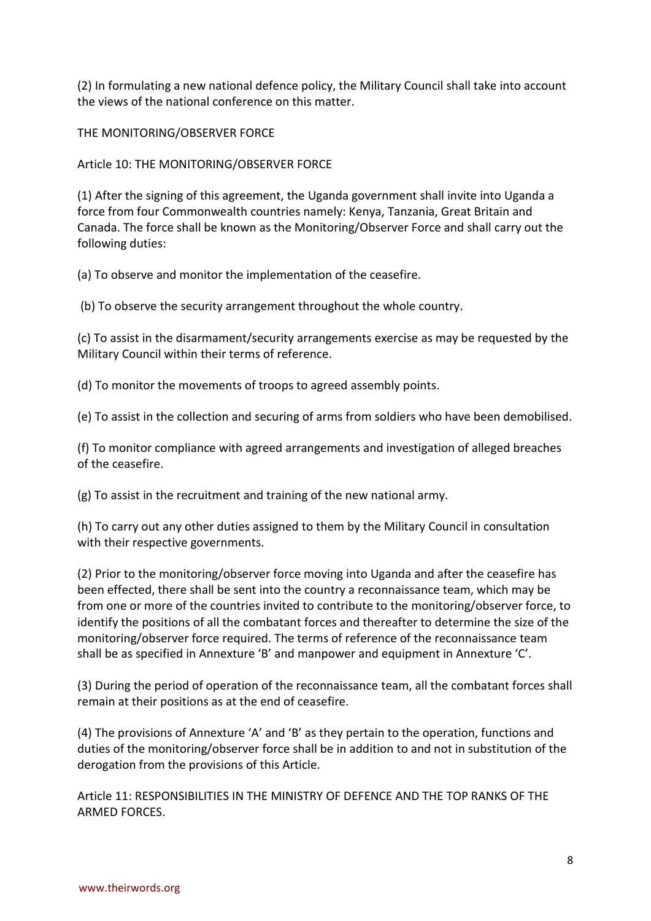(2) In formulating a new national defence policy, the Military Council shall take into account the views of the national conference on this matter.

## THE MONITORING/OBSERVER FORCE

### Article 10: THE MONITORING/OBSERVER FORCE

(1) After the signing of this agreement, the Uganda government shall invite into Uganda a force from four Commonwealth countries namely: Kenya, Tanzania, Great Britain and Canada. The force shall be known as the Monitoring/Observer Force and shall carry out the following duties:

(a) To observe and monitor the implementation of the ceasefire.

(b) To observe the security arrangement throughout the whole country.

(c) To assist in the disarmament/security arrangements exercise as may be requested by the Military Council within their terms of reference.

(d) To monitor the movements of troops to agreed assembly points.

(e) To assist in the collection and securing of arms from soldiers who have been demobilised.

(f) To monitor compliance with agreed arrangements and investigation of alleged breaches of the ceasefire.

(g) To assist in the recruitment and training of the new national army.

(h) To carry out any other duties assigned to them by the Military Council in consultation with their respective governments.

(2) Prior to the monitoring/observer force moving into Uganda and after the ceasefire has been effected, there shall be sent into the country a reconnaissance team, which may be from one or more of the countries invited to contribute to the monitoring/observer force, to identify the positions of all the combatant forces and thereafter to determine the size of the monitoring/observer force required. The terms of reference of the reconnaissance team shall be as specified in Annexture 'B' and manpower and equipment in Annexture 'C'.

(3) During the period of operation of the reconnaissance team, all the combatant forces shall remain at their positions as at the end of ceasefire.

(4) The provisions of Annexture 'A' and 'B' as they pertain to the operation, functions and duties of the monitoring/observer force shall be in addition to and not in substitution of the derogation from the provisions of this Article.

### Article 11: RESPONSIBILITIES IN THE MINISTRY OF DEFENCE AND THE TOP RANKS OF THE ARMED FORCES.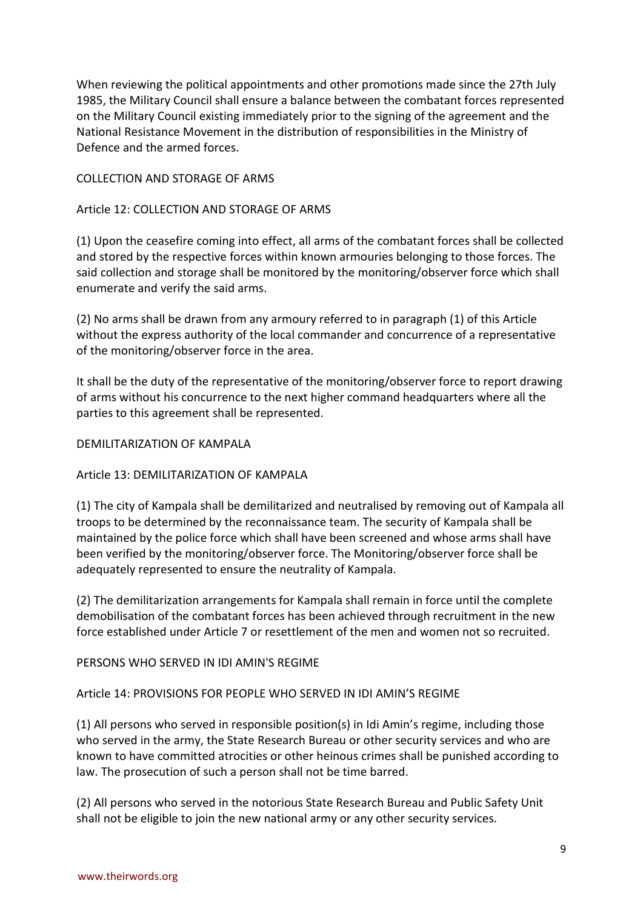When reviewing the political appointments and other promotions made since the 27th July 1985, the Military Council shall ensure a balance between the combatant forces represented on the Military Council existing immediately prior to the signing of the agreement and the National Resistance Movement in the distribution of responsibilities in the Ministry of Defence and the armed forces.

## COLLECTION AND STORAGE OF ARMS

### Article 12: COLLECTION AND STORAGE OF ARMS

(1) Upon the ceasefire coming into effect, all arms of the combatant forces shall be collected and stored by the respective forces within known armouries belonging to those forces. The said collection and storage shall be monitored by the monitoring/observer force which shall enumerate and verify the said arms.

(2) No arms shall be drawn from any armoury referred to in paragraph (1) of this Article without the express authority of the local commander and concurrence of a representative of the monitoring/observer force in the area.

It shall be the duty of the representative of the monitoring/observer force to report drawing of arms without his concurrence to the next higher command headquarters where all the parties to this agreement shall be represented.

## DEMILITARIZATION OF KAMPALA

### Article 13: DEMILITARIZATION OF KAMPALA

(1) The city of Kampala shall be demilitarized and neutralised by removing out of Kampala all troops to be determined by the reconnaissance team. The security of Kampala shall be maintained by the police force which shall have been screened and whose arms shall have been verified by the monitoring/observer force. The Monitoring/observer force shall be adequately represented to ensure the neutrality of Kampala.

(2) The demilitarization arrangements for Kampala shall remain in force until the complete demobilisation of the combatant forces has been achieved through recruitment in the new force established under Article 7 or resettlement of the men and women not so recruited.

## PERSONS WHO SERVED IN IDI AMIN'S REGIME

### Article 14: PROVISIONS FOR PEOPLE WHO SERVED IN IDI AMIN'S REGIME

(1) All persons who served in responsible position(s) in Idi Amin's regime, including those who served in the army, the State Research Bureau or other security services and who are known to have committed atrocities or other heinous crimes shall be punished according to law. The prosecution of such a person shall not be time barred.

(2) All persons who served in the notorious State Research Bureau and Public Safety Unit shall not be eligible to join the new national army or any other security services.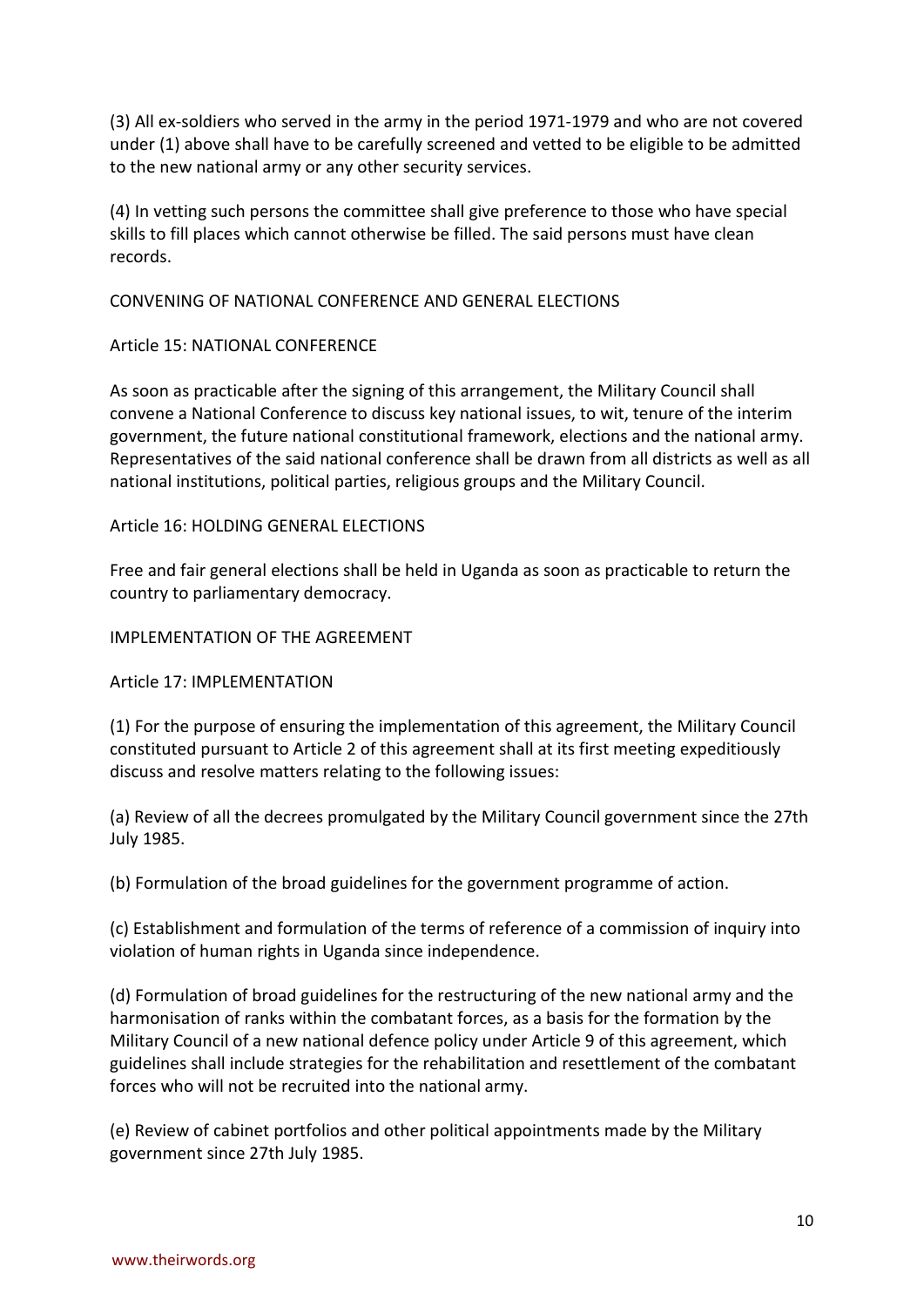(3) All ex-soldiers who served in the army in the period 1971-1979 and who are not covered under (1) above shall have to be carefully screened and vetted to be eligible to be admitted to the new national army or any other security services.

(4) In vetting such persons the committee shall give preference to those who have special skills to fill places which cannot otherwise be filled. The said persons must have clean records.

## CONVENING OF NATIONAL CONFERENCE AND GENERAL ELECTIONS

### Article 15: NATIONAL CONFERENCE

As soon as practicable after the signing of this arrangement, the Military Council shall convene a National Conference to discuss key national issues, to wit, tenure of the interim government, the future national constitutional framework, elections and the national army. Representatives of the said national conference shall be drawn from all districts as well as all national institutions, political parties, religious groups and the Military Council.

### Article 16: HOLDING GENERAL ELECTIONS

Free and fair general elections shall be held in Uganda as soon as practicable to return the country to parliamentary democracy.

## IMPLEMENTATION OF THE AGREEMENT

### Article 17: IMPLEMENTATION

(1) For the purpose of ensuring the implementation of this agreement, the Military Council constituted pursuant to Article 2 of this agreement shall at its first meeting expeditiously discuss and resolve matters relating to the following issues:

(a) Review of all the decrees promulgated by the Military Council government since the 27th July 1985.

(b) Formulation of the broad guidelines for the government programme of action.

(c) Establishment and formulation of the terms of reference of a commission of inquiry into violation of human rights in Uganda since independence.

(d) Formulation of broad guidelines for the restructuring of the new national army and the harmonisation of ranks within the combatant forces, as a basis for the formation by the Military Council of a new national defence policy under Article 9 of this agreement, which guidelines shall include strategies for the rehabilitation and resettlement of the combatant forces who will not be recruited into the national army.

(e) Review of cabinet portfolios and other political appointments made by the Military government since 27th July 1985.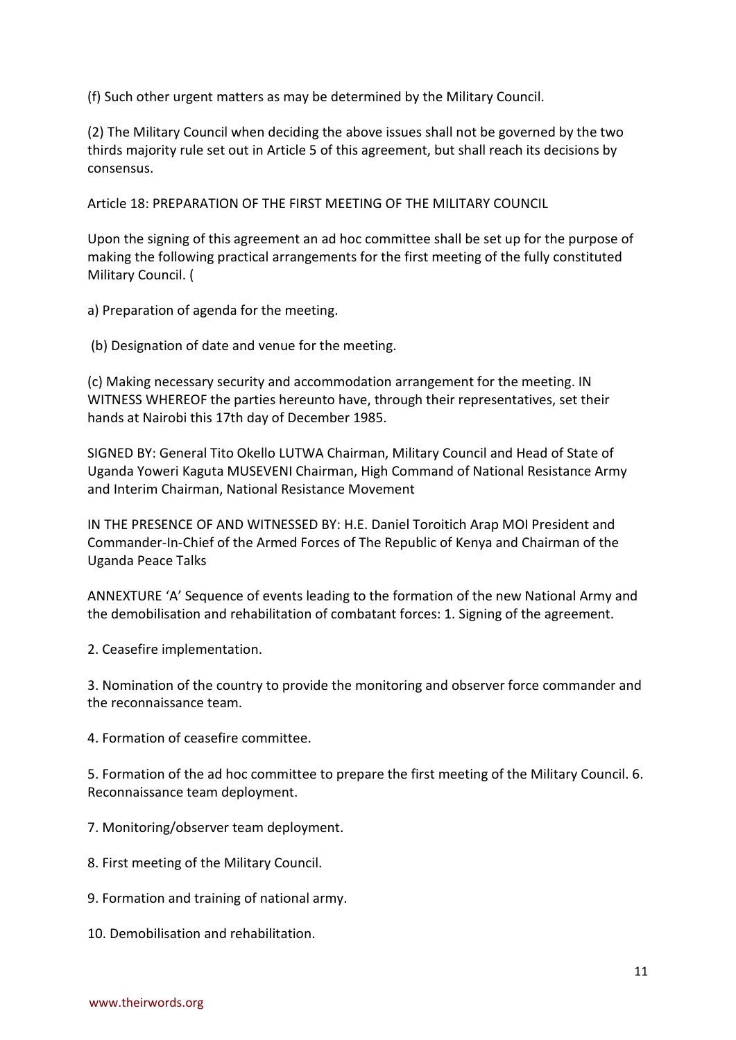(f) Such other urgent matters as may be determined by the Military Council.

(2) The Military Council when deciding the above issues shall not be governed by the two thirds majority rule set out in Article 5 of this agreement, but shall reach its decisions by consensus.

Article 18: PREPARATION OF THE FIRST MEETING OF THE MILITARY COUNCIL

Upon the signing of this agreement an ad hoc committee shall be set up for the purpose of making the following practical arrangements for the first meeting of the fully constituted Military Council. (

a) Preparation of agenda for the meeting.

(b) Designation of date and venue for the meeting.

(c) Making necessary security and accommodation arrangement for the meeting. IN WITNESS WHEREOF the parties hereunto have, through their representatives, set their hands at Nairobi this 17th day of December 1985.

SIGNED BY: General Tito Okello LUTWA Chairman, Military Council and Head of State of Uganda Yoweri Kaguta MUSEVENI Chairman, High Command of National Resistance Army and Interim Chairman, National Resistance Movement

IN THE PRESENCE OF AND WITNESSED BY: H.E. Daniel Toroitich Arap MOI President and Commander-In-Chief of the Armed Forces of The Republic of Kenya and Chairman of the Uganda Peace Talks

ANNEXTURE 'A' Sequence of events leading to the formation of the new National Army and the demobilisation and rehabilitation of combatant forces: 1. Signing of the agreement.

2. Ceasefire implementation.

3. Nomination of the country to provide the monitoring and observer force commander and the reconnaissance team.

4. Formation of ceasefire committee.

5. Formation of the ad hoc committee to prepare the first meeting of the Military Council. 6. Reconnaissance team deployment.

7. Monitoring/observer team deployment.

8. First meeting of the Military Council.

9. Formation and training of national army.

10. Demobilisation and rehabilitation.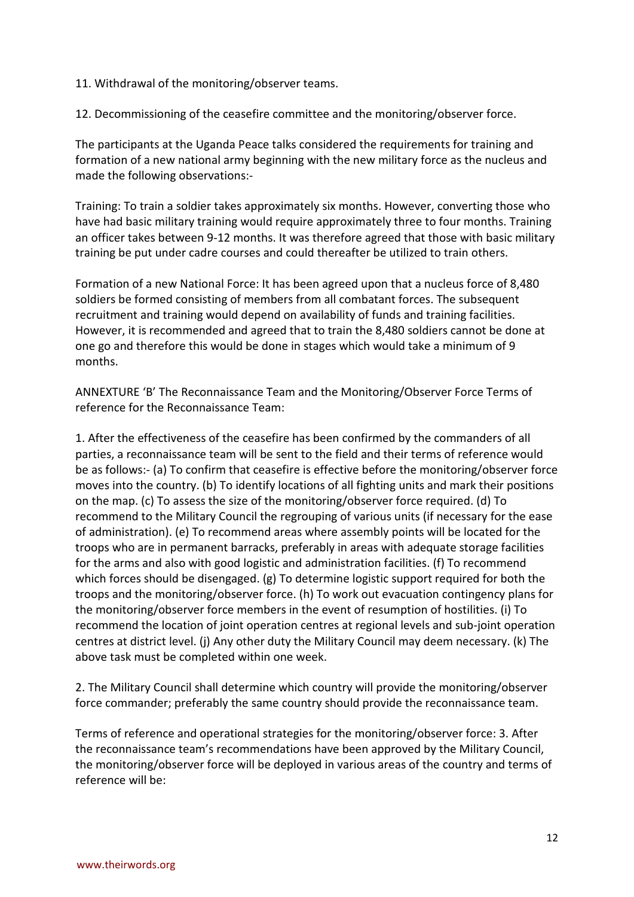11. Withdrawal of the monitoring/observer teams.

12. Decommissioning of the ceasefire committee and the monitoring/observer force.

The participants at the Uganda Peace talks considered the requirements for training and formation of a new national army beginning with the new military force as the nucleus and made the following observations:-

Training: To train a soldier takes approximately six months. However, converting those who have had basic military training would require approximately three to four months. Training an officer takes between 9-12 months. It was therefore agreed that those with basic military training be put under cadre courses and could thereafter be utilized to train others.

Formation of a new National Force: It has been agreed upon that a nucleus force of 8,480 soldiers be formed consisting of members from all combatant forces. The subsequent recruitment and training would depend on availability of funds and training facilities. However, it is recommended and agreed that to train the 8,480 soldiers cannot be done at one go and therefore this would be done in stages which would take a minimum of 9 months.

ANNEXTURE 'B' The Reconnaissance Team and the Monitoring/Observer Force Terms of reference for the Reconnaissance Team:

1. After the effectiveness of the ceasefire has been confirmed by the commanders of all parties, a reconnaissance team will be sent to the field and their terms of reference would be as follows:- (a) To confirm that ceasefire is effective before the monitoring/observer force moves into the country. (b) To identify locations of all fighting units and mark their positions on the map. (c) To assess the size of the monitoring/observer force required. (d) To recommend to the Military Council the regrouping of various units (if necessary for the ease of administration). (e) To recommend areas where assembly points will be located for the troops who are in permanent barracks, preferably in areas with adequate storage facilities for the arms and also with good logistic and administration facilities. (f) To recommend which forces should be disengaged. (g) To determine logistic support required for both the troops and the monitoring/observer force. (h) To work out evacuation contingency plans for the monitoring/observer force members in the event of resumption of hostilities. (i) To recommend the location of joint operation centres at regional levels and sub-joint operation centres at district level. (j) Any other duty the Military Council may deem necessary. (k) The above task must be completed within one week.

2. The Military Council shall determine which country will provide the monitoring/observer force commander; preferably the same country should provide the reconnaissance team.

Terms of reference and operational strategies for the monitoring/observer force: 3. After the reconnaissance team's recommendations have been approved by the Military Council, the monitoring/observer force will be deployed in various areas of the country and terms of reference will be: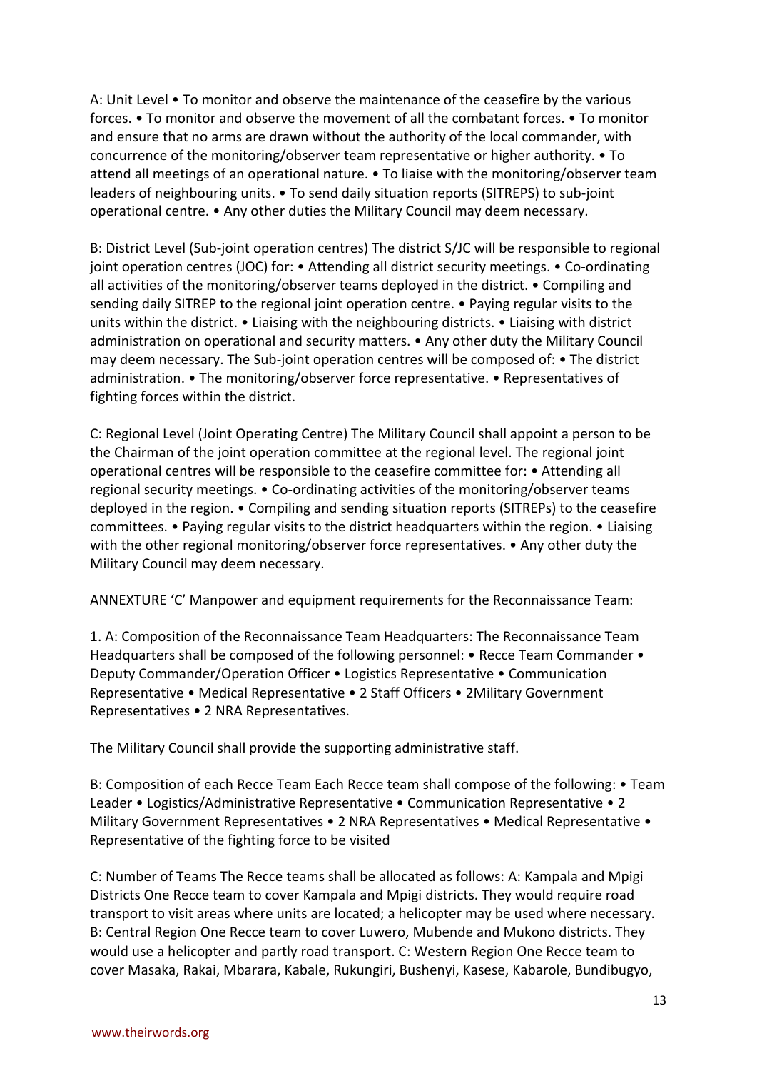A: Unit Level • To monitor and observe the maintenance of the ceasefire by the various forces. • To monitor and observe the movement of all the combatant forces. • To monitor and ensure that no arms are drawn without the authority of the local commander, with concurrence of the monitoring/observer team representative or higher authority. • To attend all meetings of an operational nature. • To liaise with the monitoring/observer team leaders of neighbouring units. • To send daily situation reports (SITREPS) to sub-joint operational centre. • Any other duties the Military Council may deem necessary.

B: District Level (Sub-joint operation centres) The district S/JC will be responsible to regional joint operation centres (JOC) for: • Attending all district security meetings. • Co-ordinating all activities of the monitoring/observer teams deployed in the district. • Compiling and sending daily SITREP to the regional joint operation centre. • Paying regular visits to the units within the district. • Liaising with the neighbouring districts. • Liaising with district administration on operational and security matters. • Any other duty the Military Council may deem necessary. The Sub-joint operation centres will be composed of: • The district administration. • The monitoring/observer force representative. • Representatives of fighting forces within the district.

C: Regional Level (Joint Operating Centre) The Military Council shall appoint a person to be the Chairman of the joint operation committee at the regional level. The regional joint operational centres will be responsible to the ceasefire committee for: • Attending all regional security meetings. • Co-ordinating activities of the monitoring/observer teams deployed in the region. • Compiling and sending situation reports (SITREPs) to the ceasefire committees. • Paying regular visits to the district headquarters within the region. • Liaising with the other regional monitoring/observer force representatives. • Any other duty the Military Council may deem necessary.

ANNEXTURE 'C' Manpower and equipment requirements for the Reconnaissance Team:

1. A: Composition of the Reconnaissance Team Headquarters: The Reconnaissance Team Headquarters shall be composed of the following personnel: • Recce Team Commander • Deputy Commander/Operation Officer • Logistics Representative • Communication Representative • Medical Representative • 2 Staff Officers • 2Military Government Representatives • 2 NRA Representatives.

The Military Council shall provide the supporting administrative staff.

B: Composition of each Recce Team Each Recce team shall compose of the following: • Team Leader • Logistics/Administrative Representative • Communication Representative • 2 Military Government Representatives • 2 NRA Representatives • Medical Representative • Representative of the fighting force to be visited

C: Number of Teams The Recce teams shall be allocated as follows: A: Kampala and Mpigi Districts One Recce team to cover Kampala and Mpigi districts. They would require road transport to visit areas where units are located; a helicopter may be used where necessary. B: Central Region One Recce team to cover Luwero, Mubende and Mukono districts. They would use a helicopter and partly road transport. C: Western Region One Recce team to cover Masaka, Rakai, Mbarara, Kabale, Rukungiri, Bushenyi, Kasese, Kabarole, Bundibugyo,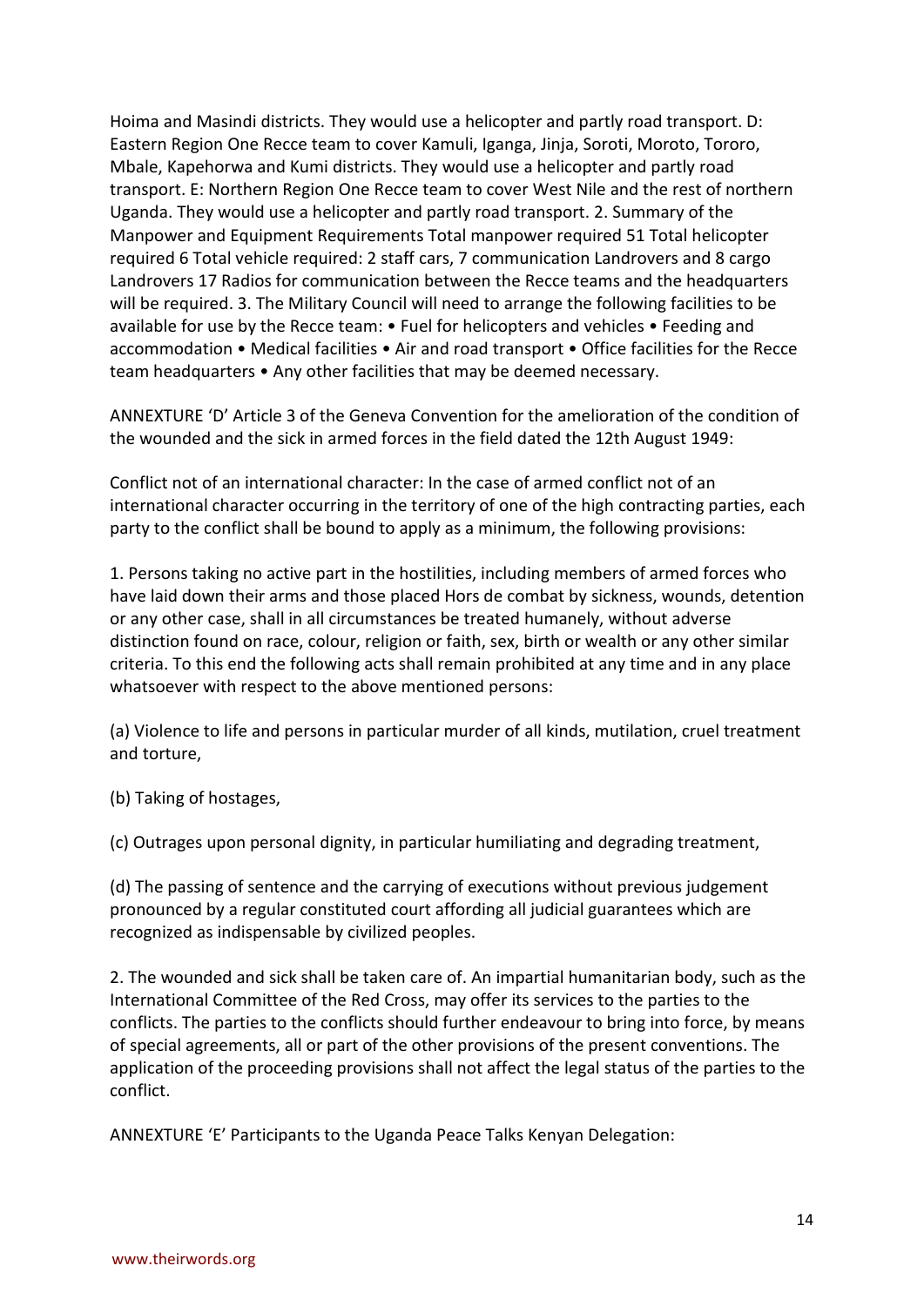Hoima and Masindi districts. They would use a helicopter and partly road transport. D: Eastern Region One Recce team to cover Kamuli, Iganga, Jinja, Soroti, Moroto, Tororo, Mbale, Kapehorwa and Kumi districts. They would use a helicopter and partly road transport. E: Northern Region One Recce team to cover West Nile and the rest of northern Uganda. They would use a helicopter and partly road transport. 2. Summary of the Manpower and Equipment Requirements Total manpower required 51 Total helicopter required 6 Total vehicle required: 2 staff cars, 7 communication Landrovers and 8 cargo Landrovers 17 Radios for communication between the Recce teams and the headquarters will be required. 3. The Military Council will need to arrange the following facilities to be available for use by the Recce team: • Fuel for helicopters and vehicles • Feeding and accommodation • Medical facilities • Air and road transport • Office facilities for the Recce team headquarters • Any other facilities that may be deemed necessary.

ANNEXTURE 'D' Article 3 of the Geneva Convention for the amelioration of the condition of the wounded and the sick in armed forces in the field dated the 12th August 1949:

Conflict not of an international character: In the case of armed conflict not of an international character occurring in the territory of one of the high contracting parties, each party to the conflict shall be bound to apply as a minimum, the following provisions:

1. Persons taking no active part in the hostilities, including members of armed forces who have laid down their arms and those placed Hors de combat by sickness, wounds, detention or any other case, shall in all circumstances be treated humanely, without adverse distinction found on race, colour, religion or faith, sex, birth or wealth or any other similar criteria. To this end the following acts shall remain prohibited at any time and in any place whatsoever with respect to the above mentioned persons:

(a) Violence to life and persons in particular murder of all kinds, mutilation, cruel treatment and torture,

(b) Taking of hostages,

(c) Outrages upon personal dignity, in particular humiliating and degrading treatment,

(d) The passing of sentence and the carrying of executions without previous judgement pronounced by a regular constituted court affording all judicial guarantees which are recognized as indispensable by civilized peoples.

2. The wounded and sick shall be taken care of. An impartial humanitarian body, such as the International Committee of the Red Cross, may offer its services to the parties to the conflicts. The parties to the conflicts should further endeavour to bring into force, by means of special agreements, all or part of the other provisions of the present conventions. The application of the proceeding provisions shall not affect the legal status of the parties to the conflict.

ANNEXTURE 'E' Participants to the Uganda Peace Talks Kenyan Delegation: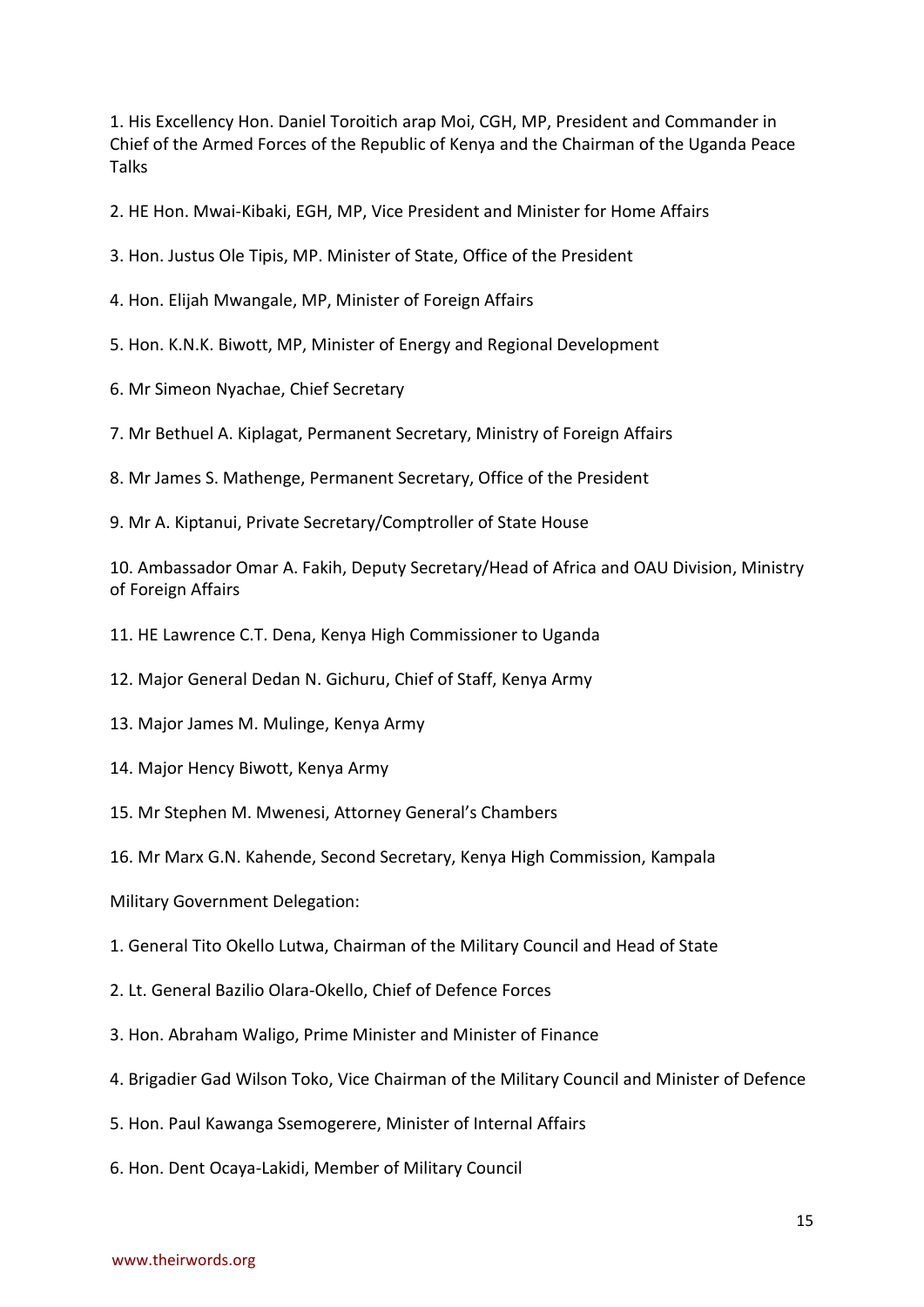1. His Excellency Hon. Daniel Toroitich arap Moi, CGH, MP, President and Commander in Chief of the Armed Forces of the Republic of Kenya and the Chairman of the Uganda Peace Talks

2. HE Hon. Mwai-Kibaki, EGH, MP, Vice President and Minister for Home Affairs

3. Hon. Justus Ole Tipis, MP. Minister of State, Office of the President

4. Hon. Elijah Mwangale, MP, Minister of Foreign Affairs

5. Hon. K.N.K. Biwott, MP, Minister of Energy and Regional Development

6. Mr Simeon Nyachae, Chief Secretary

7. Mr Bethuel A. Kiplagat, Permanent Secretary, Ministry of Foreign Affairs

8. Mr James S. Mathenge, Permanent Secretary, Office of the President

9. Mr A. Kiptanui, Private Secretary/Comptroller of State House

10. Ambassador Omar A. Fakih, Deputy Secretary/Head of Africa and OAU Division, Ministry of Foreign Affairs

11. HE Lawrence C.T. Dena, Kenya High Commissioner to Uganda

12. Major General Dedan N. Gichuru, Chief of Staff, Kenya Army

13. Major James M. Mulinge, Kenya Army

14. Major Hency Biwott, Kenya Army

15. Mr Stephen M. Mwenesi, Attorney General's Chambers

16. Mr Marx G.N. Kahende, Second Secretary, Kenya High Commission, Kampala

Military Government Delegation:

1. General Tito Okello Lutwa, Chairman of the Military Council and Head of State

2. Lt. General Bazilio Olara-Okello, Chief of Defence Forces

3. Hon. Abraham Waligo, Prime Minister and Minister of Finance

4. Brigadier Gad Wilson Toko, Vice Chairman of the Military Council and Minister of Defence

5. Hon. Paul Kawanga Ssemogerere, Minister of Internal Affairs

6. Hon. Dent Ocaya-Lakidi, Member of Military Council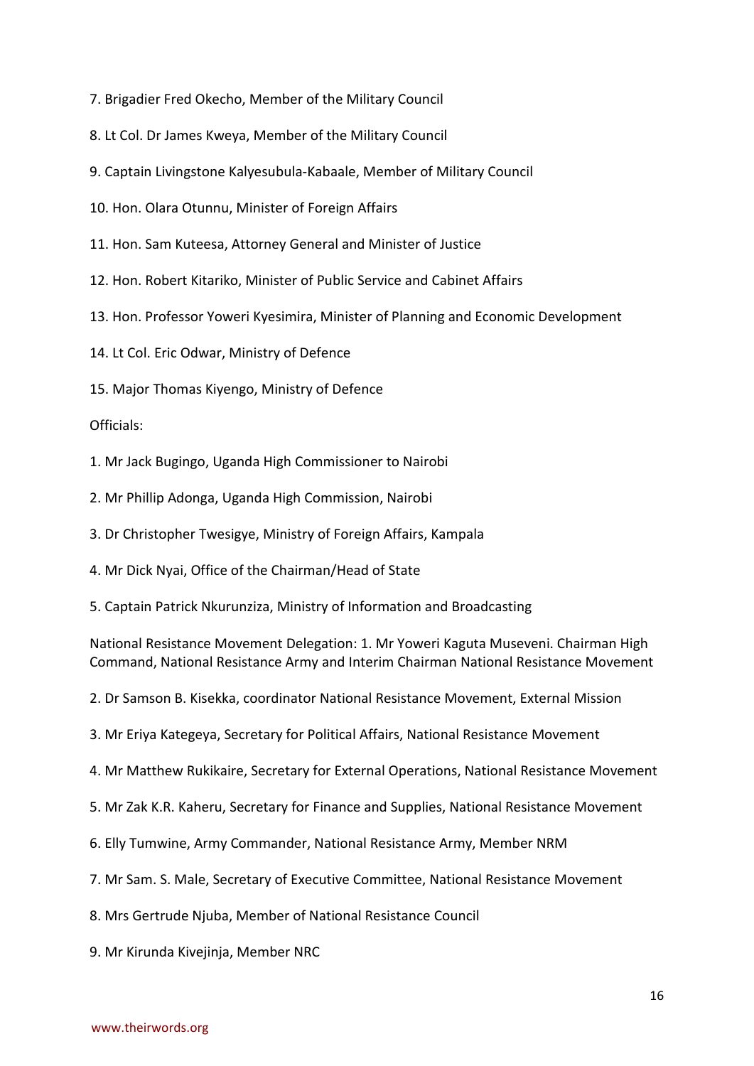7. Brigadier Fred Okecho, Member of the Military Council

8. Lt Col. Dr James Kweya, Member of the Military Council

9. Captain Livingstone Kalyesubula-Kabaale, Member of Military Council

10. Hon. Olara Otunnu, Minister of Foreign Affairs

11. Hon. Sam Kuteesa, Attorney General and Minister of Justice

12. Hon. Robert Kitariko, Minister of Public Service and Cabinet Affairs

13. Hon. Professor Yoweri Kyesimira, Minister of Planning and Economic Development

14. Lt Col. Eric Odwar, Ministry of Defence

15. Major Thomas Kiyengo, Ministry of Defence

Officials:

1. Mr Jack Bugingo, Uganda High Commissioner to Nairobi

2. Mr Phillip Adonga, Uganda High Commission, Nairobi

3. Dr Christopher Twesigye, Ministry of Foreign Affairs, Kampala

4. Mr Dick Nyai, Office of the Chairman/Head of State

5. Captain Patrick Nkurunziza, Ministry of Information and Broadcasting

National Resistance Movement Delegation: 1. Mr Yoweri Kaguta Museveni. Chairman High Command, National Resistance Army and Interim Chairman National Resistance Movement

2. Dr Samson B. Kisekka, coordinator National Resistance Movement, External Mission

3. Mr Eriya Kategeya, Secretary for Political Affairs, National Resistance Movement

4. Mr Matthew Rukikaire, Secretary for External Operations, National Resistance Movement

5. Mr Zak K.R. Kaheru, Secretary for Finance and Supplies, National Resistance Movement

6. Elly Tumwine, Army Commander, National Resistance Army, Member NRM

7. Mr Sam. S. Male, Secretary of Executive Committee, National Resistance Movement

8. Mrs Gertrude Njuba, Member of National Resistance Council

9. Mr Kirunda Kivejinja, Member NRC